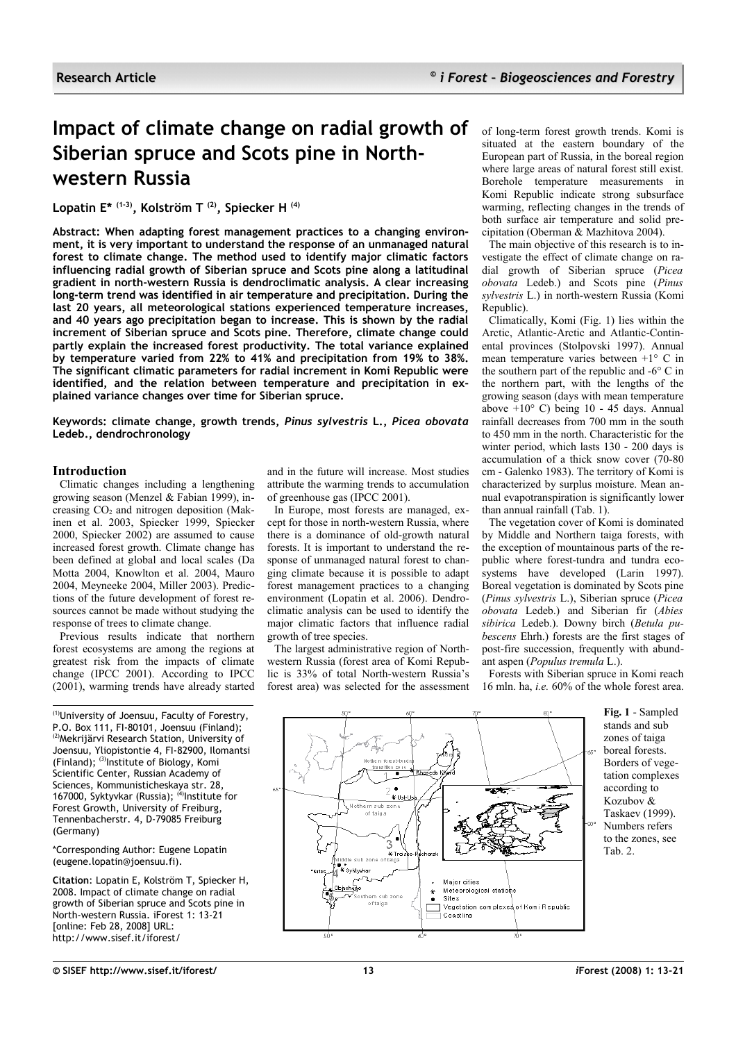# Impact of climate change on radial growth of Siberian spruce and Scots pine in North-western Russia

**Lopatin E\* [1-3], Kolström T [2], Spiecker H [4]**

**Abstract: When adapting forest management practices to a changing environment, it is very important to understand the response of an unmanaged natural forest to climate change. The method used to identify major climatic factors influencing radial growth of Siberian spruce and Scots pine along a latitudinal gradient in north-western Russia is dendroclimatic analysis. A clear increasing long-term trend was identified in air temperature and precipitation. During the last 20 years, all meteorological stations experienced temperature increases, and 40 years ago precipitation began to increase. This is shown by the radial increment of Siberian spruce and Scots pine. Therefore, climate change could partly explain the increased forest productivity. The total variance explained by temperature varied from 22% to 41% and precipitation from 19% to 38%. The significant climatic parameters for radial increment in Komi Republic were identified, and the relation between temperature and precipitation in explained variance changes over time for Siberian spruce.**

**Keywords: climate change, growth trends, *Pinus sylvestris* L., *Picea obovata* Ledeb., dendrochronology**

## Introduction

Climatic changes including a lengthening growing season (Menzel & Fabian 1999), increasing $CO_2$ and nitrogen deposition (Makinen et al. 2003, Spiecker 1999, Spiecker 2000, Spiecker 2002) are assumed to cause increased forest growth. Climate change has been defined at global and local scales (Da Motta 2004, Knowlton et al. 2004, Mauro 2004, Meyneeke 2004, Miller 2003). Predictions of the future development of forest resources cannot be made without studying the response of trees to climate change.

Previous results indicate that northern forest ecosystems are among the regions at greatest risk from the impacts of climate change (IPCC 2001). According to IPCC (2001), warming trends have already started and in the future will increase. Most studies attribute the warming trends to accumulation of greenhouse gas (IPCC 2001).

In Europe, most forests are managed, except for those in north-western Russia, where there is a dominance of old-growth natural forests. It is important to understand the response of unmanaged natural forest to changing climate because it is possible to adapt forest management practices to a changing environment (Lopatin et al. 2006). Dendroclimatic analysis can be used to identify the major climatic factors that influence radial growth of tree species.

The largest administrative region of North-western Russia (forest area of Komi Republic is 33% of total North-western Russia's forest area) was selected for the assessment of long-term forest growth trends. Komi is situated at the eastern boundary of the European part of Russia, in the boreal region where large areas of natural forest still exist. Borehole temperature measurements in Komi Republic indicate strong subsurface warming, reflecting changes in the trends of both surface air temperature and solid precipitation (Oberman & Mazhitova 2004).

The main objective of this research is to investigate the effect of climate change on radial growth of Siberian spruce (*Picea obovata* Ledeb.) and Scots pine (*Pinus sylvestris* L.) in north-western Russia (Komi Republic).

Climatically, Komi (Fig. 1) lies within the Arctic, Atlantic-Arctic and Atlantic-Continental provinces (Stolpovski 1997). Annual mean temperature varies between +1° C in the southern part of the republic and -6° C in the northern part, with the lengths of the growing season (days with mean temperature above +10° C) being 10 - 45 days. Annual rainfall decreases from 700 mm in the south to 450 mm in the north. Characteristic for the winter period, which lasts 130 - 200 days is accumulation of a thick snow cover (70-80 cm - Galenko 1983). The territory of Komi is characterized by surplus moisture. Mean annual evapotranspiration is significantly lower than annual rainfall (Tab. 1).

The vegetation cover of Komi is dominated by Middle and Northern taiga forests, with the exception of mountainous parts of the republic where forest-tundra and tundra ecosystems have developed (Larin 1997). Boreal vegetation is dominated by Scots pine (*Pinus sylvestris* L.), Siberian spruce (*Picea obovata* Ledeb.) and Siberian fir (*Abies sibirica* Ledeb.). Downy birch (*Betula pubescens* Ehrh.) forests are the first stages of post-fire succession, frequently with abundant aspen (*Populus tremula* L.).

Forests with Siberian spruce in Komi reach 16 mln. ha, *i.e.* 60% of the whole forest area.

**Fig. 1** - Sampled stands and sub zones of taiga boreal forests. Borders of vegetation complexes according to Kozubov & Taskaev (1999). Numbers refers to the zones, see Tab. 2.

[1]University of Joensuu, Faculty of Forestry, P.O. Box 111, FI-80101, Joensuu (Finland); [2]Mekrijärvi Research Station, University of Joensuu, Yliopistontie 4, FI-82900, Ilomantsi (Finland); [3]Institute of Biology, Komi Scientific Center, Russian Academy of Sciences, Kommunisticheskaya str. 28, 167000, Syktyvkar (Russia); [4]Institute for Forest Growth, University of Freiburg, Tennenbacherstr. 4, D-79085 Freiburg (Germany)

\*Corresponding Author: Eugene Lopatin (eugene.lopatin@joensuu.fi).

**Citation**: Lopatin E, Kolström T, Spiecker H, 2008. Impact of climate change on radial growth of Siberian spruce and Scots pine in North-western Russia. iForest 1: 13-21 [online: Feb 28, 2008] URL: http://www.sisef.it/iforest/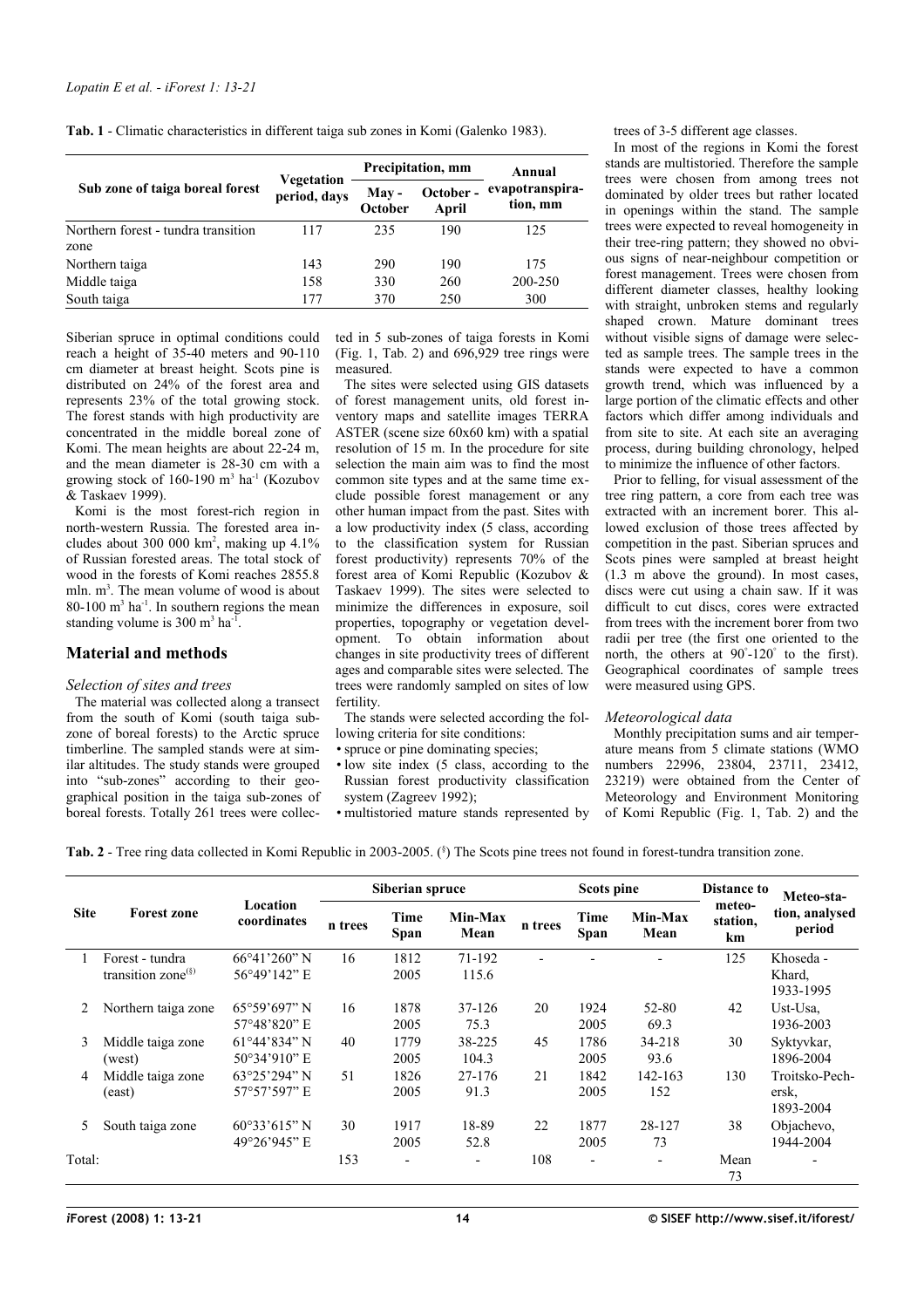**Tab. 1** - Climatic characteristics in different taiga sub zones in Komi (Galenko 1983).

| Sub zone of taiga boreal forest | Vegetation period, days | Precipitation, mm | | Annual evapotranspiration, mm |
|---|---|---|---|---|
| | | May - October | October - April | |
| Northern forest - tundra transition zone | 117 | 235 | 190 | 125 |
| Northern taiga | 143 | 290 | 190 | 175 |
| Middle taiga | 158 | 330 | 260 | 200-250 |
| South taiga | 177 | 370 | 250 | 300 |

Siberian spruce in optimal conditions could reach a height of 35-40 meters and 90-110 cm diameter at breast height. Scots pine is distributed on 24% of the forest area and represents 23% of the total growing stock. The forest stands with high productivity are concentrated in the middle boreal zone of Komi. The mean heights are about 22-24 m, and the mean diameter is 28-30 cm with a growing stock of 160-190 $m^3$ $ha^{-1}$ (Kozubov & Taskaev 1999).

Komi is the most forest-rich region in north-western Russia. The forested area includes about 300 000 $km^2$, making up 4.1% of Russian forested areas. The total stock of wood in the forests of Komi reaches 2855.8 mln. $m^3$. The mean volume of wood is about 80-100 $m^3$ $ha^{-1}$. In southern regions the mean standing volume is 300 $m^3$ $ha^{-1}$.

## Material and methods

### *Selection of sites and trees*

The material was collected along a transect from the south of Komi (south taiga subzone of boreal forests) to the Arctic spruce timberline. The sampled stands were at similar altitudes. The study stands were grouped into "sub-zones" according to their geographical position in the taiga sub-zones of boreal forests. Totally 261 trees were collected in 5 sub-zones of taiga forests in Komi (Fig. 1, Tab. 2) and 696,929 tree rings were measured.

The sites were selected using GIS datasets of forest management units, old forest inventory maps and satellite images TERRA ASTER (scene size 60x60 km) with a spatial resolution of 15 m. In the procedure for site selection the main aim was to find the most common site types and at the same time exclude possible forest management or any other human impact from the past. Sites with a low productivity index (5 class, according to the classification system for Russian forest productivity) represents 70% of the forest area of Komi Republic (Kozubov & Taskaev 1999). The sites were selected to minimize the differences in exposure, soil properties, topography or vegetation development. To obtain information about changes in site productivity trees of different ages and comparable sites were selected. The trees were randomly sampled on sites of low fertility.

The stands were selected according the following criteria for site conditions:

- spruce or pine dominating species;
- low site index (5 class, according to the Russian forest productivity classification system (Zagreev 1992);
- multistoried mature stands represented by trees of 3-5 different age classes.

In most of the regions in Komi the forest stands are multistoried. Therefore the sample trees were chosen from among trees not dominated by older trees but rather located in openings within the stand. The sample trees were expected to reveal homogeneity in their tree-ring pattern; they showed no obvious signs of near-neighbour competition or forest management. Trees were chosen from different diameter classes, healthy looking with straight, unbroken stems and regularly shaped crown. Mature dominant trees without visible signs of damage were selected as sample trees. The sample trees in the stands were expected to have a common growth trend, which was influenced by a large portion of the climatic effects and other factors which differ among individuals and from site to site. At each site an averaging process, during building chronology, helped to minimize the influence of other factors.

Prior to felling, for visual assessment of the tree ring pattern, a core from each tree was extracted with an increment borer. This allowed exclusion of those trees affected by competition in the past. Siberian spruces and Scots pines were sampled at breast height (1.3 m above the ground). In most cases, discs were cut using a chain saw. If it was difficult to cut discs, cores were extracted from trees with the increment borer from two radii per tree (the first one oriented to the north, the others at 90°-120° to the first). Geographical coordinates of sample trees were measured using GPS.

### *Meteorological data*

Monthly precipitation sums and air temperature means from 5 climate stations (WMO numbers 22996, 23804, 23711, 23412, 23219) were obtained from the Center of Meteorology and Environment Monitoring of Komi Republic (Fig. 1, Tab. 2) and the

**Tab. 2** - Tree ring data collected in Komi Republic in 2003-2005. (§) The Scots pine trees not found in forest-tundra transition zone.

| Site | Forest zone | Location coordinates | Siberian spruce | | | Scots pine | | | Distance to meteo-station, km | Meteo-station, analysed period |
|---|---|---|---|---|---|---|---|---|---|---|
| | | | n trees | Time Span | Min-Max Mean | n trees | Time Span | Min-Max Mean | | |
| 1 | Forest - tundra transition zone(§) | 66°41'260" N 56°49'142" E | 16 | 1812 2005 | 71-192 115.6 | - | - | - | 125 | Khoseda - Khard, 1933-1995 |
| 2 | Northern taiga zone | 65°59'697" N 57°48'820" E | 16 | 1878 2005 | 37-126 75.3 | 20 | 1924 2005 | 52-80 69.3 | 42 | Ust-Usa, 1936-2003 |
| 3 | Middle taiga zone (west) | 61°44'834" N 50°34'910" E | 40 | 1779 2005 | 38-225 104.3 | 45 | 1786 2005 | 34-218 93.6 | 30 | Syktyvkar, 1896-2004 |
| 4 | Middle taiga zone (east) | 63°25'294" N 57°57'597" E | 51 | 1826 2005 | 27-176 91.3 | 21 | 1842 2005 | 142-163 152 | 130 | Troitsko-Pechersk, 1893-2004 |
| 5 | South taiga zone | 60°33'615" N 49°26'945" E | 30 | 1917 2005 | 18-89 52.8 | 22 | 1877 2005 | 28-127 73 | 38 | Objachevo, 1944-2004 |
| Total: | | | 153 | - | - | 108 | - | - | Mean 73 | - |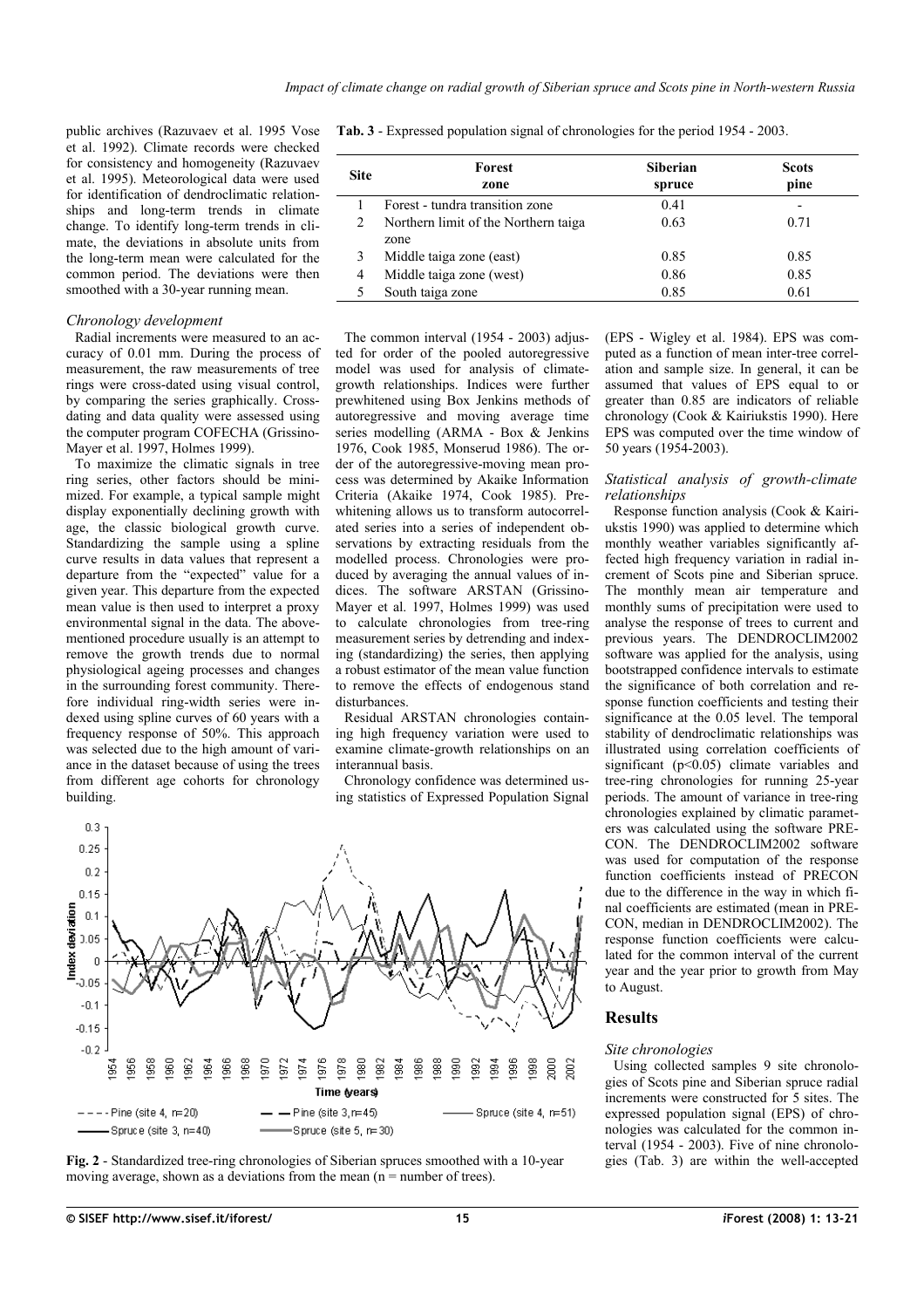public archives (Razuvaev et al. 1995 Vose et al. 1992). Climate records were checked for consistency and homogeneity (Razuvaev et al. 1995). Meteorological data were used for identification of dendroclimatic relationships and long-term trends in climate change. To identify long-term trends in climate, the deviations in absolute units from the long-term mean were calculated for the common period. The deviations were then smoothed with a 30-year running mean.

### *Chronology development*

Radial increments were measured to an accuracy of 0.01 mm. During the process of measurement, the raw measurements of tree rings were cross-dated using visual control, by comparing the series graphically. Cross-dating and data quality were assessed using the computer program COFECHA (Grissino-Mayer et al. 1997, Holmes 1999).

To maximize the climatic signals in tree ring series, other factors should be minimized. For example, a typical sample might display exponentially declining growth with age, the classic biological growth curve. Standardizing the sample using a spline curve results in data values that represent a departure from the "expected" value for a given year. This departure from the expected mean value is then used to interpret a proxy environmental signal in the data. The above-mentioned procedure usually is an attempt to remove the growth trends due to normal physiological ageing processes and changes in the surrounding forest community. Therefore individual ring-width series were indexed using spline curves of 60 years with a frequency response of 50%. This approach was selected due to the high amount of variance in the dataset because of using the trees from different age cohorts for chronology building.

**Tab. 3** - Expressed population signal of chronologies for the period 1954 - 2003.

| Site | Forest zone | Siberian spruce | Scots pine |
|---|---|---|---|
| 1 | Forest - tundra transition zone | 0.41 | - |
| 2 | Northern limit of the Northern taiga zone | 0.63 | 0.71 |
| 3 | Middle taiga zone (east) | 0.85 | 0.85 |
| 4 | Middle taiga zone (west) | 0.86 | 0.85 |
| 5 | South taiga zone | 0.85 | 0.61 |

The common interval (1954 - 2003) adjusted for order of the pooled autoregressive model was used for analysis of climate-growth relationships. Indices were further prewhitened using Box Jenkins methods of autoregressive and moving average time series modelling (ARMA - Box & Jenkins 1976, Cook 1985, Monserud 1986). The order of the autoregressive-moving mean process was determined by Akaike Information Criteria (Akaike 1974, Cook 1985). Prewhitening allows us to transform autocorrelated series into a series of independent observations by extracting residuals from the modelled process. Chronologies were produced by averaging the annual values of indices. The software ARSTAN (Grissino-Mayer et al. 1997, Holmes 1999) was used to calculate chronologies from tree-ring measurement series by detrending and indexing (standardizing) the series, then applying a robust estimator of the mean value function to remove the effects of endogenous stand disturbances.

Residual ARSTAN chronologies containing high frequency variation were used to examine climate-growth relationships on an interannual basis.

Chronology confidence was determined using statistics of Expressed Population Signal (EPS - Wigley et al. 1984). EPS was computed as a function of mean inter-tree correlation and sample size. In general, it can be assumed that values of EPS equal to or greater than 0.85 are indicators of reliable chronology (Cook & Kairiukstis 1990). Here EPS was computed over the time window of 50 years (1954-2003).

### *Statistical analysis of growth-climate relationships*

Response function analysis (Cook & Kairiukstis 1990) was applied to determine which monthly weather variables significantly affected high frequency variation in radial increment of Scots pine and Siberian spruce. The monthly mean air temperature and monthly sums of precipitation were used to analyse the response of trees to current and previous years. The DENDROCLIM2002 software was applied for the analysis, using bootstrapped confidence intervals to estimate the significance of both correlation and response function coefficients and testing their significance at the 0.05 level. The temporal stability of dendroclimatic relationships was illustrated using correlation coefficients of significant ($p<0.05$) climate variables and tree-ring chronologies for running 25-year periods. The amount of variance in tree-ring chronologies explained by climatic parameters was calculated using the software PRECON. The DENDROCLIM2002 software was used for computation of the response function coefficients instead of PRECON due to the difference in the way in which final coefficients are estimated (mean in PRECON, median in DENDROCLIM2002). The response function coefficients were calculated for the common interval of the current year and the year prior to growth from May to August.

**Fig. 2** - Standardized tree-ring chronologies of Siberian spruces smoothed with a 10-year moving average, shown as a deviations from the mean (n = number of trees).

## Results

### *Site chronologies*

Using collected samples 9 site chronologies of Scots pine and Siberian spruce radial increments were constructed for 5 sites. The expressed population signal (EPS) of chronologies was calculated for the common interval (1954 - 2003). Five of nine chronologies (Tab. 3) are within the well-accepted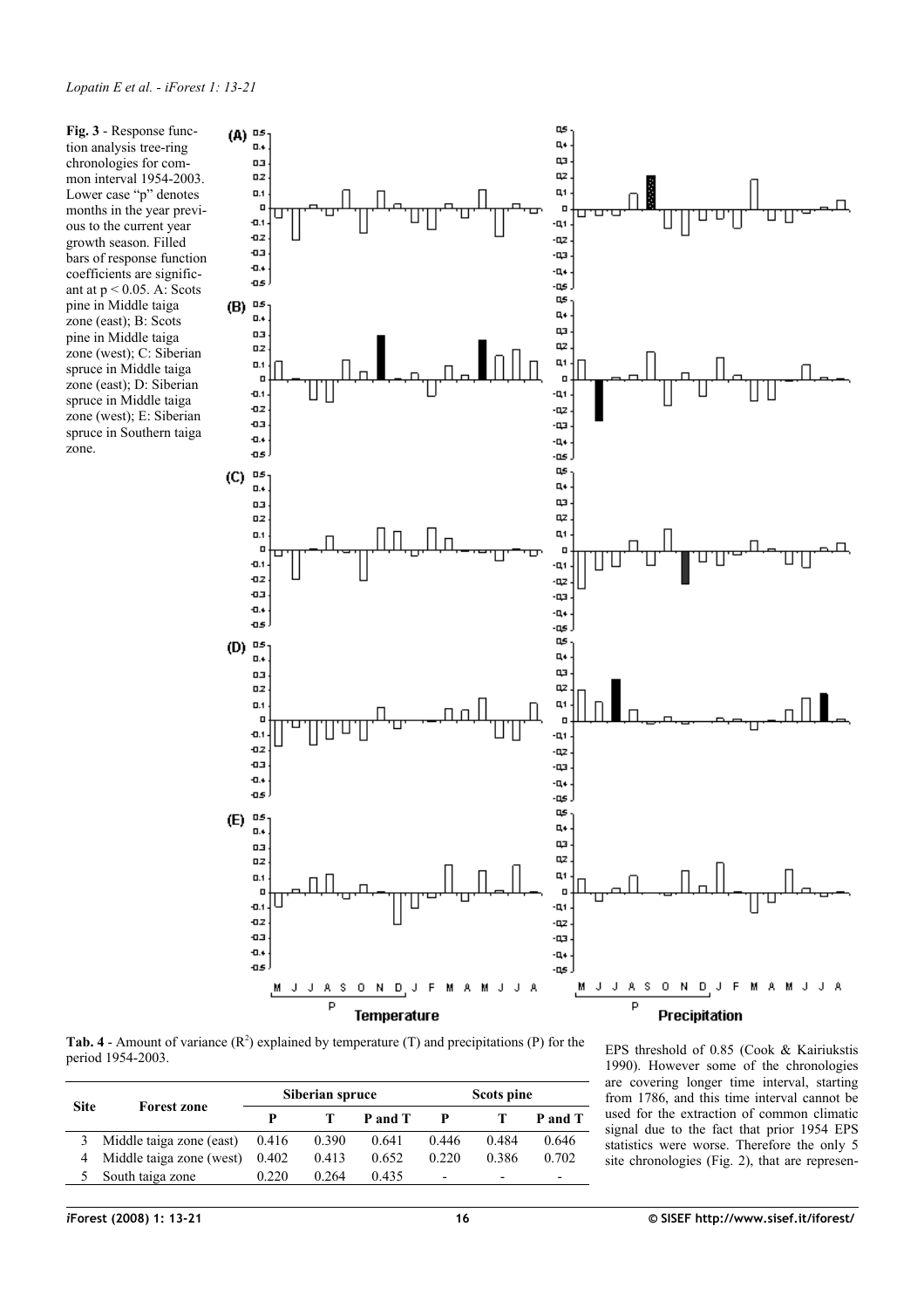**Fig. 3** - Response function analysis tree-ring chronologies for common interval 1954-2003. Lower case "p" denotes months in the year previous to the current year growth season. Filled bars of response function coefficients are significant at $p < 0.05$. A: Scots pine in Middle taiga zone (east); B: Scots pine in Middle taiga zone (west); C: Siberian spruce in Middle taiga zone (east); D: Siberian spruce in Middle taiga zone (west); E: Siberian spruce in Southern taiga zone.

**Tab. 4** - Amount of variance ($R^2$) explained by temperature (T) and precipitations (P) for the period 1954-2003.

| Site | Forest zone | Siberian spruce | | | Scots pine | | |
|---|---|---|---|---|---|---|---|
| | | P | T | P and T | P | T | P and T |
| 3 | Middle taiga zone (east) | 0.416 | 0.390 | 0.641 | 0.446 | 0.484 | 0.646 |
| 4 | Middle taiga zone (west) | 0.402 | 0.413 | 0.652 | 0.220 | 0.386 | 0.702 |
| 5 | South taiga zone | 0.220 | 0.264 | 0.435 | - | - | - |

EPS threshold of 0.85 (Cook & Kairiukstis 1990). However some of the chronologies are covering longer time interval, starting from 1786, and this time interval cannot be used for the extraction of common climatic signal due to the fact that prior 1954 EPS statistics were worse. Therefore the only 5 site chronologies (Fig. 2), that are represen-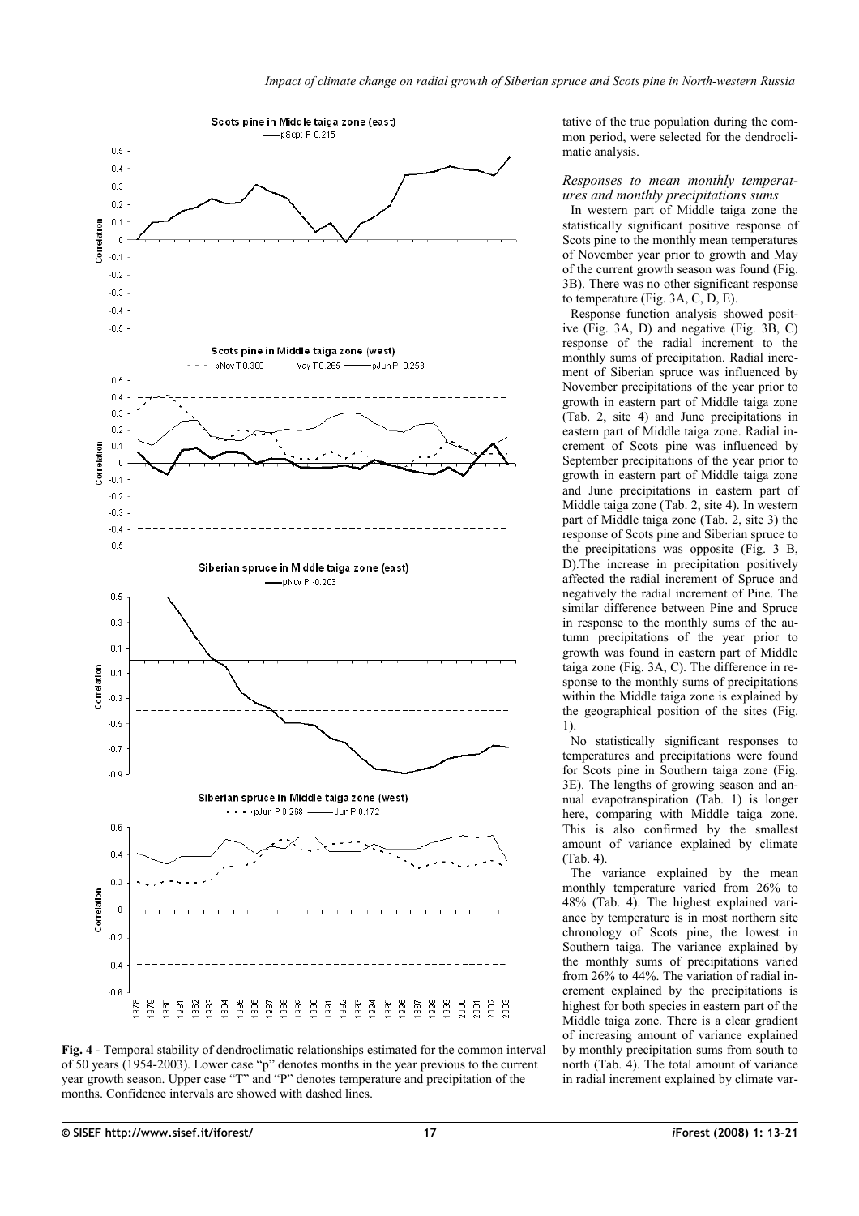tative of the true population during the common period, were selected for the dendroclimatic analysis.

### *Responses to mean monthly temperatures and monthly precipitations sums*

In western part of Middle taiga zone the statistically significant positive response of Scots pine to the monthly mean temperatures of November year prior to growth and May of the current growth season was found (Fig. 3B). There was no other significant response to temperature (Fig. 3A, C, D, E).

Response function analysis showed positive (Fig. 3A, D) and negative (Fig. 3B, C) response of the radial increment to the monthly sums of precipitation. Radial increment of Siberian spruce was influenced by November precipitations of the year prior to growth in eastern part of Middle taiga zone (Tab. 2, site 4) and June precipitations in eastern part of Middle taiga zone. Radial increment of Scots pine was influenced by September precipitations of the year prior to growth in eastern part of Middle taiga zone and June precipitations in eastern part of Middle taiga zone (Tab. 2, site 4). In western part of Middle taiga zone (Tab. 2, site 3) the response of Scots pine and Siberian spruce to the precipitations was opposite (Fig. 3 B, D).The increase in precipitation positively affected the radial increment of Spruce and negatively the radial increment of Pine. The similar difference between Pine and Spruce in response to the monthly sums of the autumn precipitations of the year prior to growth was found in eastern part of Middle taiga zone (Fig. 3A, C). The difference in response to the monthly sums of precipitations within the Middle taiga zone is explained by the geographical position of the sites (Fig. 1).

No statistically significant responses to temperatures and precipitations were found for Scots pine in Southern taiga zone (Fig. 3E). The lengths of growing season and annual evapotranspiration (Tab. 1) is longer here, comparing with Middle taiga zone. This is also confirmed by the smallest amount of variance explained by climate (Tab. 4).

The variance explained by the mean monthly temperature varied from 26% to 48% (Tab. 4). The highest explained variance by temperature is in most northern site chronology of Scots pine, the lowest in Southern taiga. The variance explained by the monthly sums of precipitations varied from 26% to 44%. The variation of radial increment explained by the precipitations is highest for both species in eastern part of the Middle taiga zone. There is a clear gradient of increasing amount of variance explained by monthly precipitation sums from south to north (Tab. 4). The total amount of variance in radial increment explained by climate var-

**Fig. 4** - Temporal stability of dendroclimatic relationships estimated for the common interval of 50 years (1954-2003). Lower case "p" denotes months in the year previous to the current year growth season. Upper case "T" and "P" denotes temperature and precipitation of the months. Confidence intervals are showed with dashed lines.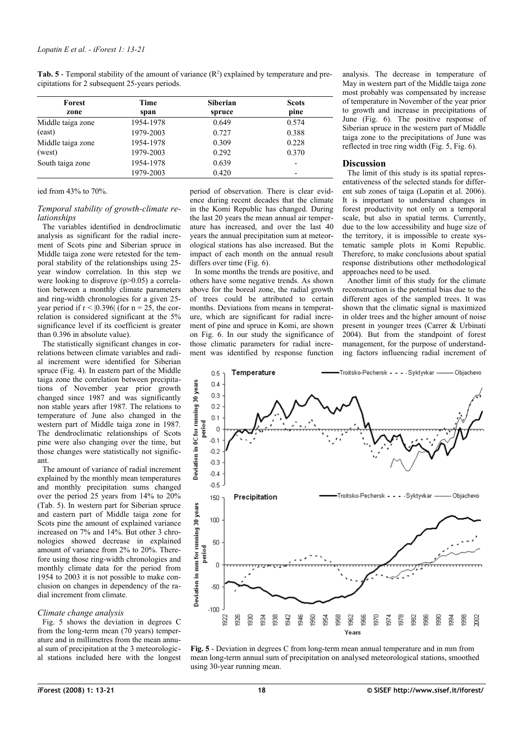**Tab. 5** - Temporal stability of the amount of variance ($R^2$) explained by temperature and precipitations for 2 subsequent 25-years periods.

| Forest zone | Time span | Siberian spruce | Scots pine |
|---|---|---|---|
| Middle taiga zone | 1954-1978 | 0.649 | 0.574 |
| (east) | 1979-2003 | 0.727 | 0.388 |
| Middle taiga zone | 1954-1978 | 0.309 | 0.228 |
| (west) | 1979-2003 | 0.292 | 0.370 |
| South taiga zone | 1954-1978 | 0.639 | - |
| | 1979-2003 | 0.420 | - |

ied from 43% to 70%.

### *Temporal stability of growth-climate relationships*

The variables identified in dendroclimatic analysis as significant for the radial increment of Scots pine and Siberian spruce in Middle taiga zone were retested for the temporal stability of the relationships using 25-year window correlation. In this step we were looking to disprove ($p>0.05$) a correlation between a monthly climate parameters and ring-width chronologies for a given 25-year period if $r < |0.396|$ (for $n = 25$, the correlation is considered significant at the 5% significance level if its coefficient is greater than 0.396 in absolute value).

The statistically significant changes in correlations between climate variables and radial increment were identified for Siberian spruce (Fig. 4). In eastern part of the Middle taiga zone the correlation between precipitations of November year prior growth changed since 1987 and was significantly non stable years after 1987. The relations to temperature of June also changed in the western part of Middle taiga zone in 1987. The dendroclimatic relationships of Scots pine were also changing over the time, but those changes were statistically not significant.

The amount of variance of radial increment explained by the monthly mean temperatures and monthly precipitation sums changed over the period 25 years from 14% to 20% (Tab. 5). In western part for Siberian spruce and eastern part of Middle taiga zone for Scots pine the amount of explained variance increased on 7% and 14%. But other 3 chronologies showed decrease in explained amount of variance from 2% to 20%. Therefore using those ring-width chronologies and monthly climate data for the period from 1954 to 2003 it is not possible to make conclusion on changes in dependency of the radial increment from climate.

### *Climate change analysis*

Fig. 5 shows the deviation in degrees C from the long-term mean (70 years) temperature and in millimetres from the mean annual sum of precipitation at the 3 meteorological stations included here with the longest period of observation. There is clear evidence during recent decades that the climate in the Komi Republic has changed. During the last 20 years the mean annual air temperature has increased, and over the last 40 years the annual precipitation sum at meteorological stations has also increased. But the impact of each month on the annual result differs over time (Fig. 6).

In some months the trends are positive, and others have some negative trends. As shown above for the boreal zone, the radial growth of trees could be attributed to certain months. Deviations from means in temperature, which are significant for radial increment of pine and spruce in Komi, are shown on Fig. 6. In our study the significance of those climatic parameters for radial increment was identified by response function analysis. The decrease in temperature of May in western part of the Middle taiga zone most probably was compensated by increase of temperature in November of the year prior to growth and increase in precipitations of June (Fig. 6). The positive response of Siberian spruce in the western part of Middle taiga zone to the precipitations of June was reflected in tree ring width (Fig. 5, Fig. 6).

## Discussion

The limit of this study is its spatial representativeness of the selected stands for different sub zones of taiga (Lopatin et al. 2006). It is important to understand changes in forest productivity not only on a temporal scale, but also in spatial terms. Currently, due to the low accessibility and huge size of the territory, it is impossible to create systematic sample plots in Komi Republic. Therefore, to make conclusions about spatial response distributions other methodological approaches need to be used.

Another limit of this study for the climate reconstruction is the potential bias due to the different ages of the sampled trees. It was shown that the climatic signal is maximized in older trees and the higher amount of noise present in younger trees (Carrer & Urbinati 2004). But from the standpoint of forest management, for the purpose of understanding factors influencing radial increment of

**Fig. 5** - Deviation in degrees C from long-term mean annual temperature and in mm from mean long-term annual sum of precipitation on analysed meteorological stations, smoothed using 30-year running mean.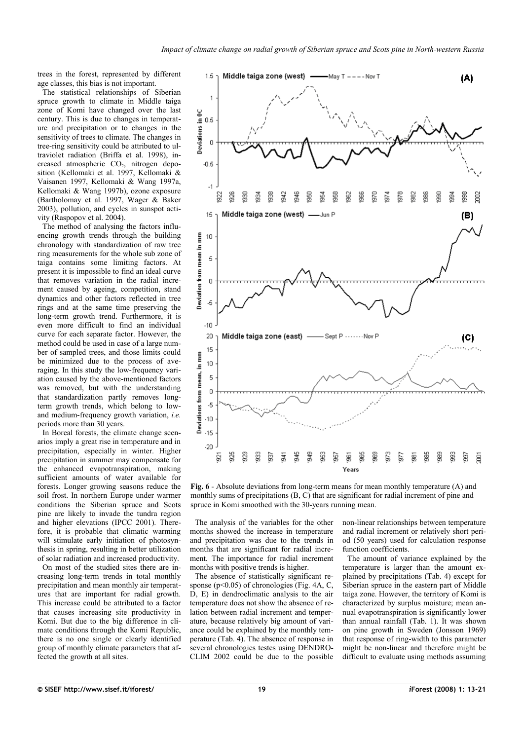trees in the forest, represented by different age classes, this bias is not important.

The statistical relationships of Siberian spruce growth to climate in Middle taiga zone of Komi have changed over the last century. This is due to changes in temperature and precipitation or to changes in the sensitivity of trees to climate. The changes in tree-ring sensitivity could be attributed to ultraviolet radiation (Briffa et al. 1998), increased atmospheric $CO_2$, nitrogen deposition (Kellomaki et al. 1997, Kellomaki & Vaisanen 1997, Kellomaki & Wang 1997a, Kellomaki & Wang 1997b), ozone exposure (Bartholomay et al. 1997, Wager & Baker 2003), pollution, and cycles in sunspot activity (Raspopov et al. 2004).

The method of analysing the factors influencing growth trends through the building chronology with standardization of raw tree ring measurements for the whole sub zone of taiga contains some limiting factors. At present it is impossible to find an ideal curve that removes variation in the radial increment caused by ageing, competition, stand dynamics and other factors reflected in tree rings and at the same time preserving the long-term growth trend. Furthermore, it is even more difficult to find an individual curve for each separate factor. However, the method could be used in case of a large number of sampled trees, and those limits could be minimized due to the process of averaging. In this study the low-frequency variation caused by the above-mentioned factors was removed, but with the understanding that standardization partly removes long-term growth trends, which belong to low- and medium-frequency growth variation, *i.e.* periods more than 30 years.

In Boreal forests, the climate change scenarios imply a great rise in temperature and in precipitation, especially in winter. Higher precipitation in summer may compensate for the enhanced evapotranspiration, making sufficient amounts of water available for forests. Longer growing seasons reduce the soil frost. In northern Europe under warmer conditions the Siberian spruce and Scots pine are likely to invade the tundra region and higher elevations (IPCC 2001). Therefore, it is probable that climatic warming will stimulate early initiation of photosynthesis in spring, resulting in better utilization of solar radiation and increased productivity.

On most of the studied sites there are increasing long-term trends in total monthly precipitation and mean monthly air temperatures that are important for radial growth. This increase could be attributed to a factor that causes increasing site productivity in Komi. But due to the big difference in climate conditions through the Komi Republic, there is no one single or clearly identified group of monthly climate parameters that affected the growth at all sites.

**Fig. 6** - Absolute deviations from long-term means for mean monthly temperature (A) and monthly sums of precipitations (B, C) that are significant for radial increment of pine and spruce in Komi smoothed with the 30-years running mean.

The analysis of the variables for the other months showed the increase in temperature and precipitation was due to the trends in months that are significant for radial increment. The importance for radial increment months with positive trends is higher.

The absence of statistically significant response ($p<0.05$) of chronologies (Fig. 4A, C, D, E) in dendroclimatic analysis to the air temperature does not show the absence of relation between radial increment and temperature, because relatively big amount of variance could be explained by the monthly temperature (Tab. 4). The absence of response in several chronologies testes using DENDROCLIM 2002 could be due to the possible non-linear relationships between temperature and radial increment or relatively short period (50 years) used for calculation response function coefficients.

The amount of variance explained by the temperature is larger than the amount explained by precipitations (Tab. 4) except for Siberian spruce in the eastern part of Middle taiga zone. However, the territory of Komi is characterized by surplus moisture; mean annual evapotranspiration is significantly lower than annual rainfall (Tab. 1). It was shown on pine growth in Sweden (Jonsson 1969) that response of ring-width to this parameter might be non-linear and therefore might be difficult to evaluate using methods assuming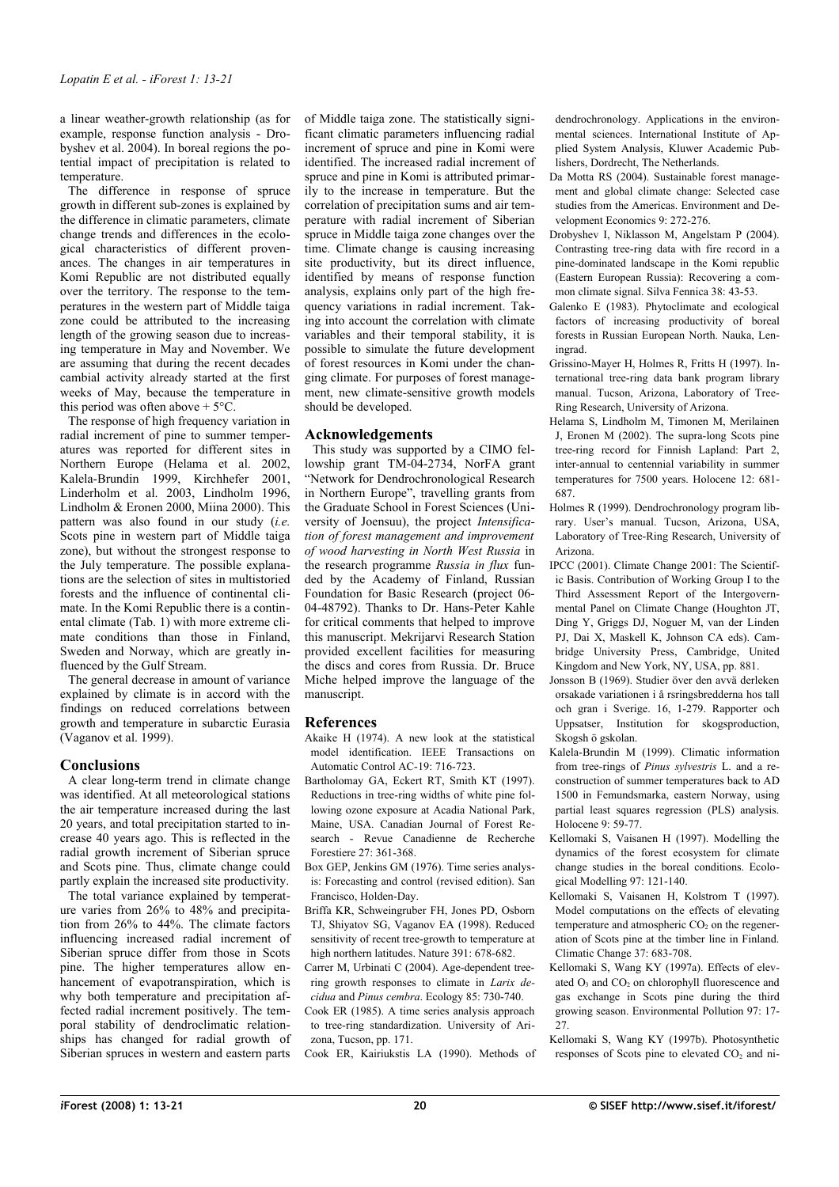a linear weather-growth relationship (as for example, response function analysis - Drobyshev et al. 2004). In boreal regions the potential impact of precipitation is related to temperature.

The difference in response of spruce growth in different sub-zones is explained by the difference in climatic parameters, climate change trends and differences in the ecological characteristics of different provenances. The changes in air temperatures in Komi Republic are not distributed equally over the territory. The response to the temperatures in the western part of Middle taiga zone could be attributed to the increasing length of the growing season due to increasing temperature in May and November. We are assuming that during the recent decades cambial activity already started at the first weeks of May, because the temperature in this period was often above + 5°C.

The response of high frequency variation in radial increment of pine to summer temperatures was reported for different sites in Northern Europe (Helama et al. 2002, Kalela-Brundin 1999, Kirchhefer 2001, Linderholm et al. 2003, Lindholm 1996, Lindholm & Eronen 2000, Miina 2000). This pattern was also found in our study (*i.e.* Scots pine in western part of Middle taiga zone), but without the strongest response to the July temperature. The possible explanations are the selection of sites in multistoried forests and the influence of continental climate. In the Komi Republic there is a continental climate (Tab. 1) with more extreme climate conditions than those in Finland, Sweden and Norway, which are greatly influenced by the Gulf Stream.

The general decrease in amount of variance explained by climate is in accord with the findings on reduced correlations between growth and temperature in subarctic Eurasia (Vaganov et al. 1999).

## Conclusions

A clear long-term trend in climate change was identified. At all meteorological stations the air temperature increased during the last 20 years, and total precipitation started to increase 40 years ago. This is reflected in the radial growth increment of Siberian spruce and Scots pine. Thus, climate change could partly explain the increased site productivity.

The total variance explained by temperature varies from 26% to 48% and precipitation from 26% to 44%. The climate factors influencing increased radial increment of Siberian spruce differ from those in Scots pine. The higher temperatures allow enhancement of evapotranspiration, which is why both temperature and precipitation affected radial increment positively. The temporal stability of dendroclimatic relationships has changed for radial growth of Siberian spruces in western and eastern parts of Middle taiga zone. The statistically significant climatic parameters influencing radial increment of spruce and pine in Komi were identified. The increased radial increment of spruce and pine in Komi is attributed primarily to the increase in temperature. But the correlation of precipitation sums and air temperature with radial increment of Siberian spruce in Middle taiga zone changes over the time. Climate change is causing increasing site productivity, but its direct influence, identified by means of response function analysis, explains only part of the high frequency variations in radial increment. Taking into account the correlation with climate variables and their temporal stability, it is possible to simulate the future development of forest resources in Komi under the changing climate. For purposes of forest management, new climate-sensitive growth models should be developed.

## Acknowledgements

This study was supported by a CIMO fellowship grant TM-04-2734, NorFA grant "Network for Dendrochronological Research in Northern Europe", travelling grants from the Graduate School in Forest Sciences (University of Joensuu), the project *Intensification of forest management and improvement of wood harvesting in North West Russia* in the research programme *Russia in flux* funded by the Academy of Finland, Russian Foundation for Basic Research (project 06-04-48792). Thanks to Dr. Hans-Peter Kahle for critical comments that helped to improve this manuscript. Mekrijarvi Research Station provided excellent facilities for measuring the discs and cores from Russia. Dr. Bruce Miche helped improve the language of the manuscript.

## References

Akaike H (1974). A new look at the statistical model identification. IEEE Transactions on Automatic Control AC-19: 716-723.

Bartholomay GA, Eckert RT, Smith KT (1997). Reductions in tree-ring widths of white pine following ozone exposure at Acadia National Park, Maine, USA. Canadian Journal of Forest Research - Revue Canadienne de Recherche Forestiere 27: 361-368.

Box GEP, Jenkins GM (1976). Time series analysis: Forecasting and control (revised edition). San Francisco, Holden-Day.

Briffa KR, Schweingruber FH, Jones PD, Osborn TJ, Shiyatov SG, Vaganov EA (1998). Reduced sensitivity of recent tree-growth to temperature at high northern latitudes. Nature 391: 678-682.

Carrer M, Urbinati C (2004). Age-dependent tree-ring growth responses to climate in *Larix decidua* and *Pinus cembra*. Ecology 85: 730-740.

Cook ER (1985). A time series analysis approach to tree-ring standardization. University of Arizona, Tucson, pp. 171.

Cook ER, Kairiukstis LA (1990). Methods of dendrochronology. Applications in the environmental sciences. International Institute of Applied System Analysis, Kluwer Academic Publishers, Dordrecht, The Netherlands.

Da Motta RS (2004). Sustainable forest management and global climate change: Selected case studies from the Americas. Environment and Development Economics 9: 272-276.

Drobyshev I, Niklasson M, Angelstam P (2004). Contrasting tree-ring data with fire record in a pine-dominated landscape in the Komi republic (Eastern European Russia): Recovering a common climate signal. Silva Fennica 38: 43-53.

Galenko E (1983). Phytoclimate and ecological factors of increasing productivity of boreal forests in Russian European North. Nauka, Leningrad.

Grissino-Mayer H, Holmes R, Fritts H (1997). International tree-ring data bank program library manual. Tucson, Arizona, Laboratory of Tree-Ring Research, University of Arizona.

Helama S, Lindholm M, Timonen M, Merilainen J, Eronen M (2002). The supra-long Scots pine tree-ring record for Finnish Lapland: Part 2, inter-annual to centennial variability in summer temperatures for 7500 years. Holocene 12: 681-687.

Holmes R (1999). Dendrochronology program library. User's manual. Tucson, Arizona, USA, Laboratory of Tree-Ring Research, University of Arizona.

IPCC (2001). Climate Change 2001: The Scientific Basis. Contribution of Working Group I to the Third Assessment Report of the Intergovernmental Panel on Climate Change (Houghton JT, Ding Y, Griggs DJ, Noguer M, van der Linden PJ, Dai X, Maskell K, Johnson CA eds). Cambridge University Press, Cambridge, United Kingdom and New York, NY, USA, pp. 881.

Jonsson B (1969). Studier över den avvä derleken orsakade variationen i å rsringsbredderna hos tall och gran i Sverige. 16, 1-279. Rapporter och Uppsatser, Institution for skogsproduction, Skogsh ö gskolan.

Kalela-Brundin M (1999). Climatic information from tree-rings of *Pinus sylvestris* L. and a reconstruction of summer temperatures back to AD 1500 in Femundsmarka, eastern Norway, using partial least squares regression (PLS) analysis. Holocene 9: 59-77.

Kellomaki S, Vaisanen H (1997). Modelling the dynamics of the forest ecosystem for climate change studies in the boreal conditions. Ecological Modelling 97: 121-140.

Kellomaki S, Vaisanen H, Kolstrom T (1997). Model computations on the effects of elevating temperature and atmospheric $CO_2$ on the regeneration of Scots pine at the timber line in Finland. Climatic Change 37: 683-708.

Kellomaki S, Wang KY (1997a). Effects of elevated $O_3$ and $CO_2$ on chlorophyll fluorescence and gas exchange in Scots pine during the third growing season. Environmental Pollution 97: 17-27.

Kellomaki S, Wang KY (1997b). Photosynthetic responses of Scots pine to elevated $CO_2$ and ni-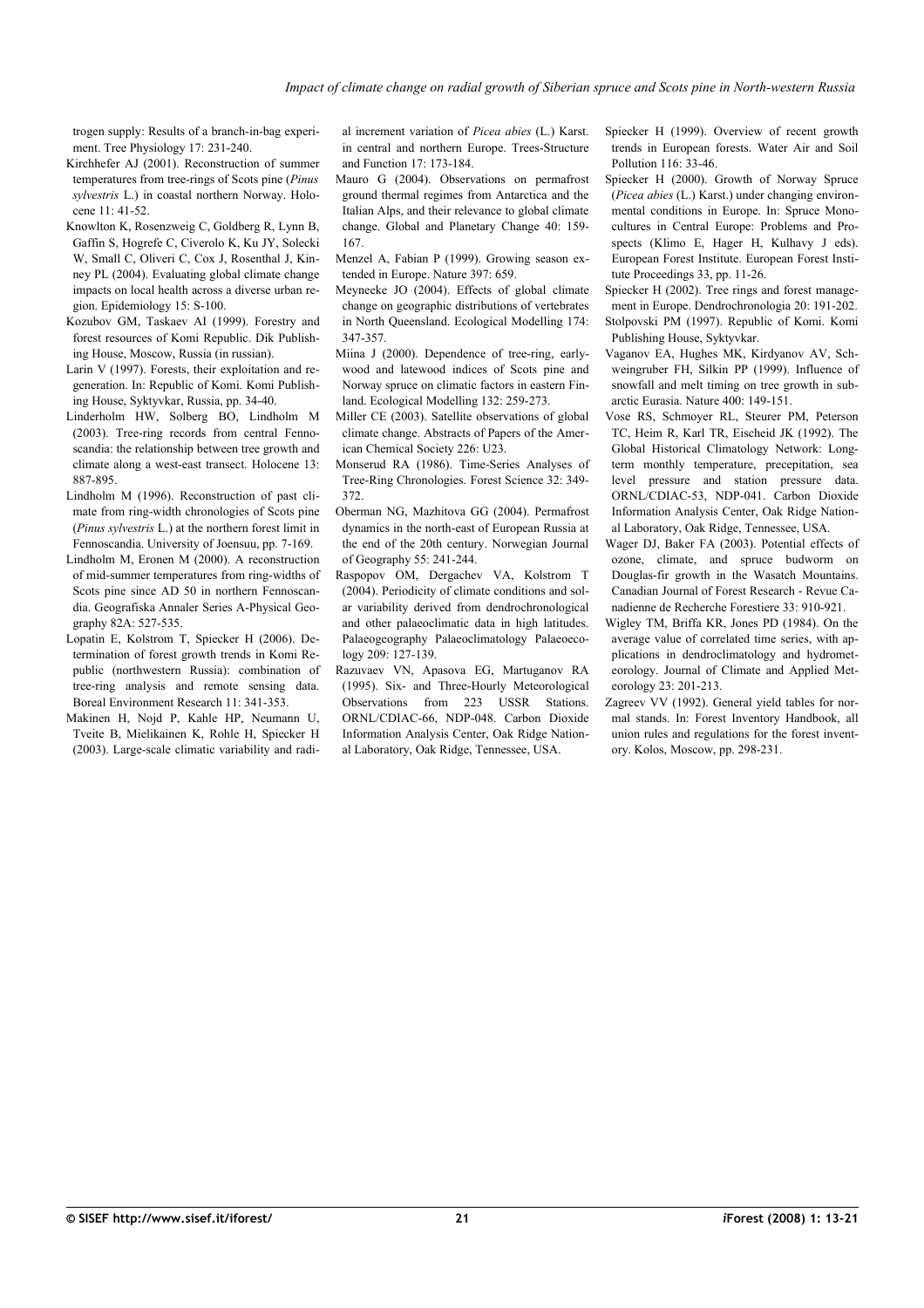trogen supply: Results of a branch-in-bag experiment. Tree Physiology 17: 231-240.

Kirchhefer AJ (2001). Reconstruction of summer temperatures from tree-rings of Scots pine (*Pinus sylvestris* L.) in coastal northern Norway. Holocene 11: 41-52.

Knowlton K, Rosenzweig C, Goldberg R, Lynn B, Gaffin S, Hogrefe C, Civerolo K, Ku JY, Solecki W, Small C, Oliveri C, Cox J, Rosenthal J, Kinney PL (2004). Evaluating global climate change impacts on local health across a diverse urban region. Epidemiology 15: S-100.

Kozubov GM, Taskaev AI (1999). Forestry and forest resources of Komi Republic. Dik Publishing House, Moscow, Russia (in russian).

Larin V (1997). Forests, their exploitation and regeneration. In: Republic of Komi. Komi Publishing House, Syktyvkar, Russia, pp. 34-40.

Linderholm HW, Solberg BO, Lindholm M (2003). Tree-ring records from central Fennoscandia: the relationship between tree growth and climate along a west-east transect. Holocene 13: 887-895.

Lindholm M (1996). Reconstruction of past climate from ring-width chronologies of Scots pine (*Pinus sylvestris* L.) at the northern forest limit in Fennoscandia. University of Joensuu, pp. 7-169.

Lindholm M, Eronen M (2000). A reconstruction of mid-summer temperatures from ring-widths of Scots pine since AD 50 in northern Fennoscandia. Geografiska Annaler Series A-Physical Geography 82A: 527-535.

Lopatin E, Kolstrom T, Spiecker H (2006). Determination of forest growth trends in Komi Republic (northwestern Russia): combination of tree-ring analysis and remote sensing data. Boreal Environment Research 11: 341-353.

Makinen H, Nojd P, Kahle HP, Neumann U, Tveite B, Mielikainen K, Rohle H, Spiecker H (2003). Large-scale climatic variability and radial increment variation of *Picea abies* (L.) Karst. in central and northern Europe. Trees-Structure and Function 17: 173-184.

Mauro G (2004). Observations on permafrost ground thermal regimes from Antarctica and the Italian Alps, and their relevance to global climate change. Global and Planetary Change 40: 159-167.

Menzel A, Fabian P (1999). Growing season extended in Europe. Nature 397: 659.

Meyneeke JO (2004). Effects of global climate change on geographic distributions of vertebrates in North Queensland. Ecological Modelling 174: 347-357.

Miina J (2000). Dependence of tree-ring, earlywood and latewood indices of Scots pine and Norway spruce on climatic factors in eastern Finland. Ecological Modelling 132: 259-273.

Miller CE (2003). Satellite observations of global climate change. Abstracts of Papers of the American Chemical Society 226: U23.

Monserud RA (1986). Time-Series Analyses of Tree-Ring Chronologies. Forest Science 32: 349-372.

Oberman NG, Mazhitova GG (2004). Permafrost dynamics in the north-east of European Russia at the end of the 20th century. Norwegian Journal of Geography 55: 241-244.

Raspopov OM, Dergachev VA, Kolstrom T (2004). Periodicity of climate conditions and solar variability derived from dendrochronological and other palaeoclimatic data in high latitudes. Palaeogeography Palaeoclimatology Palaeoecology 209: 127-139.

Razuvaev VN, Apasova EG, Martuganov RA (1995). Six- and Three-Hourly Meteorological Observations from 223 USSR Stations. ORNL/CDIAC-66, NDP-048. Carbon Dioxide Information Analysis Center, Oak Ridge National Laboratory, Oak Ridge, Tennessee, USA.

Spiecker H (1999). Overview of recent growth trends in European forests. Water Air and Soil Pollution 116: 33-46.

Spiecker H (2000). Growth of Norway Spruce (*Picea abies* (L.) Karst.) under changing environmental conditions in Europe. In: Spruce Monocultures in Central Europe: Problems and Prospects (Klimo E, Hager H, Kulhavy J eds). European Forest Institute. European Forest Institute Proceedings 33, pp. 11-26.

Spiecker H (2002). Tree rings and forest management in Europe. Dendrochronologia 20: 191-202.

Stolpovski PM (1997). Republic of Komi. Komi Publishing House, Syktyvkar.

Vaganov EA, Hughes MK, Kirdyanov AV, Schweingruber FH, Silkin PP (1999). Influence of snowfall and melt timing on tree growth in subarctic Eurasia. Nature 400: 149-151.

Vose RS, Schmoyer RL, Steurer PM, Peterson TC, Heim R, Karl TR, Eischeid JK (1992). The Global Historical Climatology Network: Long-term monthly temperature, precepitation, sea level pressure and station pressure data. ORNL/CDIAC-53, NDP-041. Carbon Dioxide Information Analysis Center, Oak Ridge National Laboratory, Oak Ridge, Tennessee, USA.

Wager DJ, Baker FA (2003). Potential effects of ozone, climate, and spruce budworm on Douglas-fir growth in the Wasatch Mountains. Canadian Journal of Forest Research - Revue Canadienne de Recherche Forestiere 33: 910-921.

Wigley TM, Briffa KR, Jones PD (1984). On the average value of correlated time series, with applications in dendroclimatology and hydrometeorology. Journal of Climate and Applied Meteorology 23: 201-213.

Zagreev VV (1992). General yield tables for normal stands. In: Forest Inventory Handbook, all union rules and regulations for the forest inventory. Kolos, Moscow, pp. 298-231.